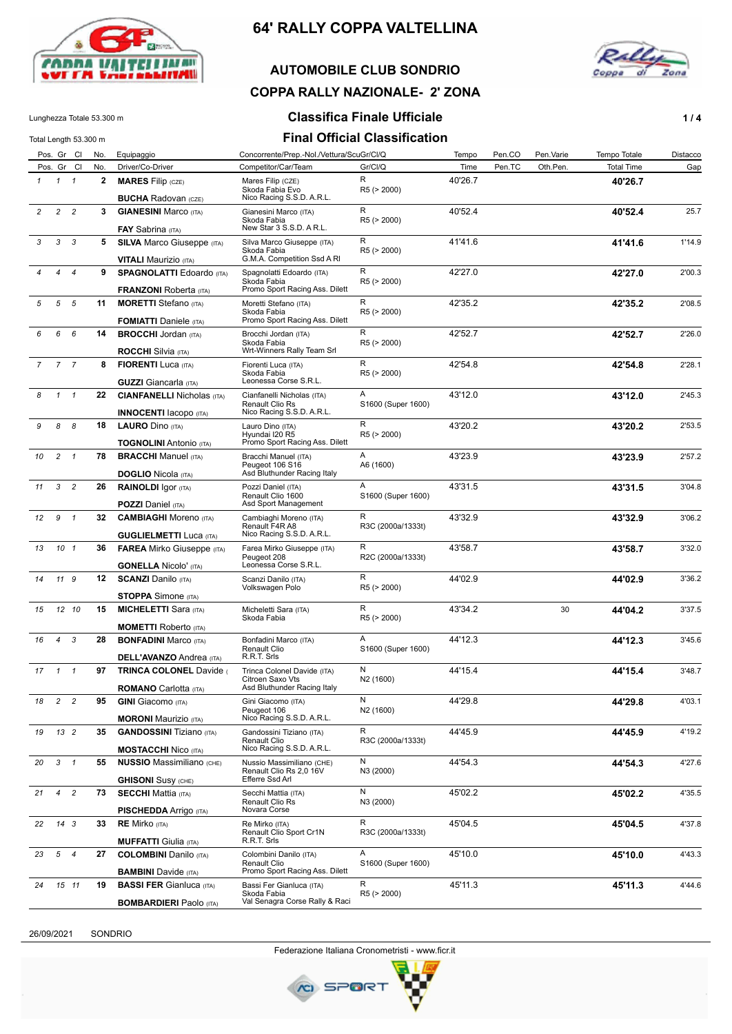# 64' RALLY COPPA VALTELLINA

## AUTOMOBILE CLUB SONDRIO

## COPPA RALLY NAZIONALE- 2' ZONA

Lunghezza Totale 53.300 m

Total Length 53.300 m

## Classifica Finale Ufficiale

## Final Official Classification

| Pos. | Gr | Cl | No. | Equipaggio / Driver/Co-Driver | Concorrente/Prep.-Nol./Vettura/ScuGr/Cl/Q / Competitor/Car/Team | Gr/Cl/Q | Tempo / Time | Pen.CO / Pen.TC | Pen.Varie / Oth.Pen. | Tempo Totale / Total Time | Distacco / Gap |
|---|---|---|---|---|---|---|---|---|---|---|---|
| 1 | 1 | 1 | 2 | **MARES** Filip (CZE) / **BUCHA** Radovan (CZE) | Mares Filip (CZE) / Skoda Fabia Evo / Nico Racing S.S.D. A.R.L. | R / R5 (> 2000) | 40'26.7 | | | **40'26.7** | |
| 2 | 2 | 2 | 3 | **GIANESINI** Marco (ITA) / **FAY** Sabrina (ITA) | Gianesini Marco (ITA) / Skoda Fabia / New Star 3 S.S.D. A R.L. | R / R5 (> 2000) | 40'52.4 | | | **40'52.4** | 25.7 |
| 3 | 3 | 3 | 5 | **SILVA** Marco Giuseppe (ITA) / **VITALI** Maurizio (ITA) | Silva Marco Giuseppe (ITA) / Skoda Fabia / G.M.A. Competition Ssd A Rl | R / R5 (> 2000) | 41'41.6 | | | **41'41.6** | 1'14.9 |
| 4 | 4 | 4 | 9 | **SPAGNOLATTI** Edoardo (ITA) / **FRANZONI** Roberta (ITA) | Spagnolatti Edoardo (ITA) / Skoda Fabia / Promo Sport Racing Ass. Dilett | R / R5 (> 2000) | 42'27.0 | | | **42'27.0** | 2'00.3 |
| 5 | 5 | 5 | 11 | **MORETTI** Stefano (ITA) / **FOMIATTI** Daniele (ITA) | Moretti Stefano (ITA) / Skoda Fabia / Promo Sport Racing Ass. Dilett | R / R5 (> 2000) | 42'35.2 | | | **42'35.2** | 2'08.5 |
| 6 | 6 | 6 | 14 | **BROCCHI** Jordan (ITA) / **ROCCHI** Silvia (ITA) | Brocchi Jordan (ITA) / Skoda Fabia / Wrt-Winners Rally Team Srl | R / R5 (> 2000) | 42'52.7 | | | **42'52.7** | 2'26.0 |
| 7 | 7 | 7 | 8 | **FIORENTI** Luca (ITA) / **GUZZI** Giancarla (ITA) | Fiorenti Luca (ITA) / Skoda Fabia / Leonessa Corse S.R.L. | R / R5 (> 2000) | 42'54.8 | | | **42'54.8** | 2'28.1 |
| 8 | 1 | 1 | 22 | **CIANFANELLI** Nicholas (ITA) / **INNOCENTI** Iacopo (ITA) | Cianfanelli Nicholas (ITA) / Renault Clio Rs / Nico Racing S.S.D. A.R.L. | A / S1600 (Super 1600) | 43'12.0 | | | **43'12.0** | 2'45.3 |
| 9 | 8 | 8 | 18 | **LAURO** Dino (ITA) / **TOGNOLINI** Antonio (ITA) | Lauro Dino (ITA) / Hyundai I20 R5 / Promo Sport Racing Ass. Dilett | R / R5 (> 2000) | 43'20.2 | | | **43'20.2** | 2'53.5 |
| 10 | 2 | 1 | 78 | **BRACCHI** Manuel (ITA) / **DOGLIO** Nicola (ITA) | Bracchi Manuel (ITA) / Peugeot 106 S16 / Asd Bluthunder Racing Italy | A / A6 (1600) | 43'23.9 | | | **43'23.9** | 2'57.2 |
| 11 | 3 | 2 | 26 | **RAINOLDI** Igor (ITA) / **POZZI** Daniel (ITA) | Pozzi Daniel (ITA) / Renault Clio 1600 / Asd Sport Management | A / S1600 (Super 1600) | 43'31.5 | | | **43'31.5** | 3'04.8 |
| 12 | 9 | 1 | 32 | **CAMBIAGHI** Moreno (ITA) / **GUGLIELMETTI** Luca (ITA) | Cambiaghi Moreno (ITA) / Renault F4R A8 / Nico Racing S.S.D. A.R.L. | R / R3C (2000a/1333t) | 43'32.9 | | | **43'32.9** | 3'06.2 |
| 13 | 10 | 1 | 36 | **FAREA** Mirko Giuseppe (ITA) / **GONELLA** Nicolo' (ITA) | Farea Mirko Giuseppe (ITA) / Peugeot 208 / Leonessa Corse S.R.L. | R / R2C (2000a/1333t) | 43'58.7 | | | **43'58.7** | 3'32.0 |
| 14 | 11 | 9 | 12 | **SCANZI** Danilo (ITA) / **STOPPA** Simone (ITA) | Scanzi Danilo (ITA) / Volkswagen Polo | R / R5 (> 2000) | 44'02.9 | | | **44'02.9** | 3'36.2 |
| 15 | 12 | 10 | 15 | **MICHELETTI** Sara (ITA) / **MOMETTI** Roberto (ITA) | Micheletti Sara (ITA) / Skoda Fabia | R / R5 (> 2000) | 43'34.2 | | 30 | **44'04.2** | 3'37.5 |
| 16 | 4 | 3 | 28 | **BONFADINI** Marco (ITA) / **DELL'AVANZO** Andrea (ITA) | Bonfadini Marco (ITA) / Renault Clio / R.R.T. Srls | A / S1600 (Super 1600) | 44'12.3 | | | **44'12.3** | 3'45.6 |
| 17 | 1 | 1 | 97 | **TRINCA COLONEL** Davide ( / **ROMANO** Carlotta (ITA) | Trinca Colonel Davide (ITA) / Citroen Saxo Vts / Asd Bluthunder Racing Italy | N / N2 (1600) | 44'15.4 | | | **44'15.4** | 3'48.7 |
| 18 | 2 | 2 | 95 | **GINI** Giacomo (ITA) / **MORONI** Maurizio (ITA) | Gini Giacomo (ITA) / Peugeot 106 / Nico Racing S.S.D. A.R.L. | N / N2 (1600) | 44'29.8 | | | **44'29.8** | 4'03.1 |
| 19 | 13 | 2 | 35 | **GANDOSSINI** Tiziano (ITA) / **MOSTACCHI** Nico (ITA) | Gandossini Tiziano (ITA) / Renault Clio / Nico Racing S.S.D. A.R.L. | R / R3C (2000a/1333t) | 44'45.9 | | | **44'45.9** | 4'19.2 |
| 20 | 3 | 1 | 55 | **NUSSIO** Massimiliano (CHE) / **GHISONI** Susy (CHE) | Nussio Massimiliano (CHE) / Renault Clio Rs 2,0 16V / Efferre Ssd Arl | N / N3 (2000) | 44'54.3 | | | **44'54.3** | 4'27.6 |
| 21 | 4 | 2 | 73 | **SECCHI** Mattia (ITA) / **PISCHEDDA** Arrigo (ITA) | Secchi Mattia (ITA) / Renault Clio Rs / Novara Corse | N / N3 (2000) | 45'02.2 | | | **45'02.2** | 4'35.5 |
| 22 | 14 | 3 | 33 | **RE** Mirko (ITA) / **MUFFATTI** Giulia (ITA) | Re Mirko (ITA) / Renault Clio Sport Cr1N / R.R.T. Srls | R / R3C (2000a/1333t) | 45'04.5 | | | **45'04.5** | 4'37.8 |
| 23 | 5 | 4 | 27 | **COLOMBINI** Danilo (ITA) / **BAMBINI** Davide (ITA) | Colombini Danilo (ITA) / Renault Clio / Promo Sport Racing Ass. Dilett | A / S1600 (Super 1600) | 45'10.0 | | | **45'10.0** | 4'43.3 |
| 24 | 15 | 11 | 19 | **BASSI FER** Gianluca (ITA) / **BOMBARDIERI** Paolo (ITA) | Bassi Fer Gianluca (ITA) / Skoda Fabia / Val Senagra Corse Rally & Raci | R / R5 (> 2000) | 45'11.3 | | | **45'11.3** | 4'44.6 |

26/09/2021 SONDRIO

Federazione Italiana Cronometristi - www.ficr.it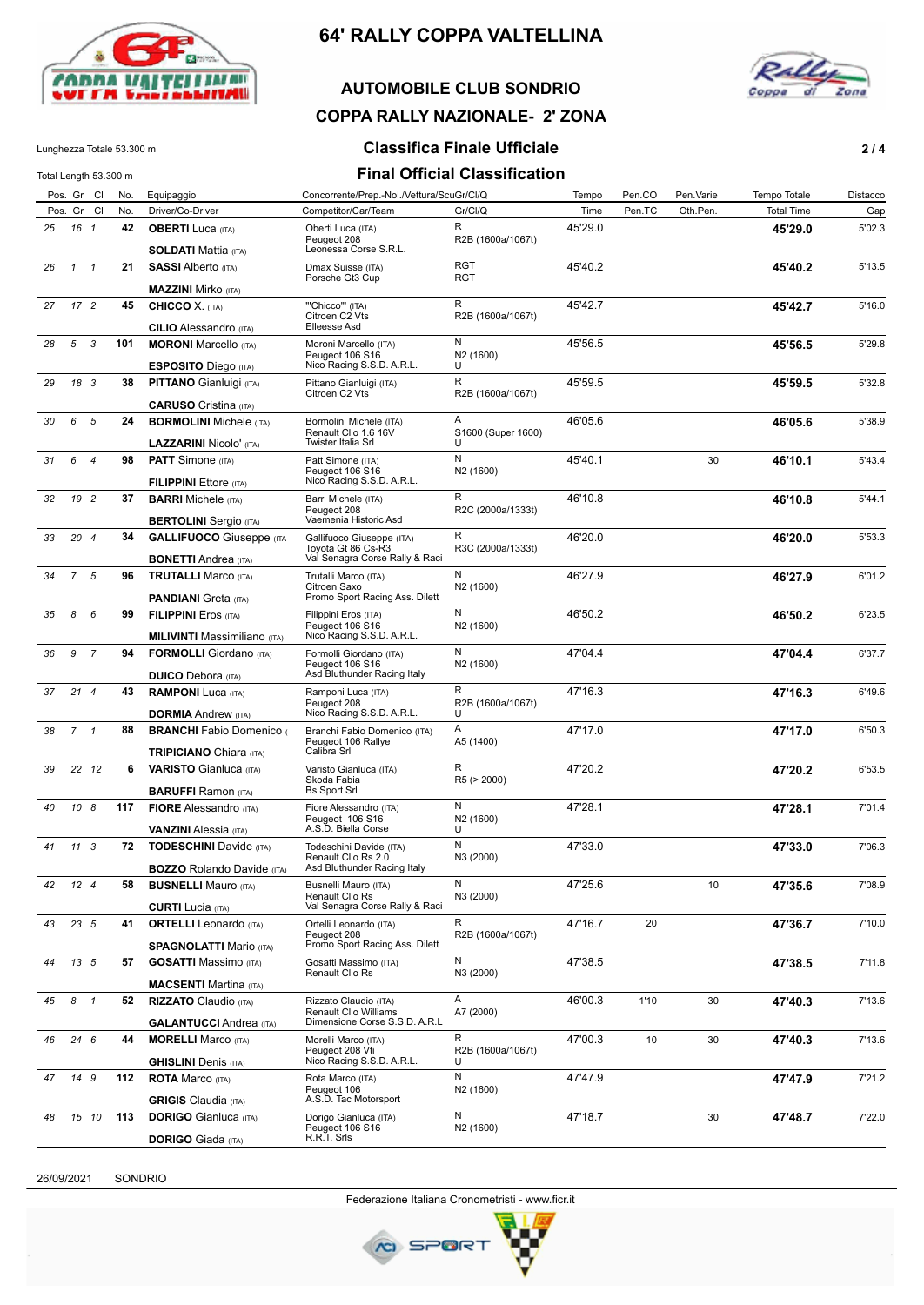# 64' RALLY COPPA VALTELLINA

## AUTOMOBILE CLUB SONDRIO

## COPPA RALLY NAZIONALE- 2' ZONA

Lunghezza Totale 53.300 m

Total Length 53.300 m

## Classifica Finale Ufficiale

## Final Official Classification

| Pos. | Gr | Cl | No. | Equipaggio / Driver/Co-Driver | Concorrente/Prep.-Nol./Vettura/ScuGr/Cl/Q / Competitor/Car/Team | Gr/Cl/Q | Tempo / Time | Pen.CO / Pen.TC | Pen.Varie / Oth.Pen. | Tempo Totale / Total Time | Distacco / Gap |
|---|---|---|---|---|---|---|---|---|---|---|---|
| 25 | 16 | 1 | 42 | **OBERTI** Luca (ITA) / **SOLDATI** Mattia (ITA) | Oberti Luca (ITA) / Peugeot 208 / Leonessa Corse S.R.L. | R / R2B (1600a/1067t) | 45'29.0 | | | **45'29.0** | 5'02.3 |
| 26 | 1 | 1 | 21 | **SASSI** Alberto (ITA) / **MAZZINI** Mirko (ITA) | Dmax Suisse (ITA) / Porsche Gt3 Cup | RGT / RGT | 45'40.2 | | | **45'40.2** | 5'13.5 |
| 27 | 17 | 2 | 45 | **CHICCO** X. (ITA) / **CILIO** Alessandro (ITA) | "Chicco" (ITA) / Citroen C2 Vts / Elleesse Asd | R / R2B (1600a/1067t) | 45'42.7 | | | **45'42.7** | 5'16.0 |
| 28 | 5 | 3 | 101 | **MORONI** Marcello (ITA) / **ESPOSITO** Diego (ITA) | Moroni Marcello (ITA) / Peugeot 106 S16 / Nico Racing S.S.D. A.R.L. | N / N2 (1600) / U | 45'56.5 | | | **45'56.5** | 5'29.8 |
| 29 | 18 | 3 | 38 | **PITTANO** Gianluigi (ITA) / **CARUSO** Cristina (ITA) | Pittano Gianluigi (ITA) / Citroen C2 Vts | R / R2B (1600a/1067t) | 45'59.5 | | | **45'59.5** | 5'32.8 |
| 30 | 6 | 5 | 24 | **BORMOLINI** Michele (ITA) / **LAZZARINI** Nicolo' (ITA) | Bormolini Michele (ITA) / Renault Clio 1.6 16V / Twister Italia Srl | A / S1600 (Super 1600) / U | 46'05.6 | | | **46'05.6** | 5'38.9 |
| 31 | 6 | 4 | 98 | **PATT** Simone (ITA) / **FILIPPINI** Ettore (ITA) | Patt Simone (ITA) / Peugeot 106 S16 / Nico Racing S.S.D. A.R.L. | N / N2 (1600) | 45'40.1 | | 30 | **46'10.1** | 5'43.4 |
| 32 | 19 | 2 | 37 | **BARRI** Michele (ITA) / **BERTOLINI** Sergio (ITA) | Barri Michele (ITA) / Peugeot 208 / Vaemenia Historic Asd | R / R2C (2000a/1333t) | 46'10.8 | | | **46'10.8** | 5'44.1 |
| 33 | 20 | 4 | 34 | **GALLIFUOCO** Giuseppe (ITA) / **BONETTI** Andrea (ITA) | Gallifuoco Giuseppe (ITA) / Toyota Gt 86 Cs-R3 / Val Senagra Corse Rally & Raci | R / R3C (2000a/1333t) | 46'20.0 | | | **46'20.0** | 5'53.3 |
| 34 | 7 | 5 | 96 | **TRUTALLI** Marco (ITA) / **PANDIANI** Greta (ITA) | Trutalli Marco (ITA) / Citroen Saxo / Promo Sport Racing Ass. Dilett | N / N2 (1600) | 46'27.9 | | | **46'27.9** | 6'01.2 |
| 35 | 8 | 6 | 99 | **FILIPPINI** Eros (ITA) / **MILIVINTI** Massimiliano (ITA) | Filippini Eros (ITA) / Peugeot 106 S16 / Nico Racing S.S.D. A.R.L. | N / N2 (1600) | 46'50.2 | | | **46'50.2** | 6'23.5 |
| 36 | 9 | 7 | 94 | **FORMOLLI** Giordano (ITA) / **DUICO** Debora (ITA) | Formolli Giordano (ITA) / Peugeot 106 S16 / Asd Bluthunder Racing Italy | N / N2 (1600) | 47'04.4 | | | **47'04.4** | 6'37.7 |
| 37 | 21 | 4 | 43 | **RAMPONI** Luca (ITA) / **DORMIA** Andrew (ITA) | Ramponi Luca (ITA) / Peugeot 208 / Nico Racing S.S.D. A.R.L. | R / R2B (1600a/1067t) / U | 47'16.3 | | | **47'16.3** | 6'49.6 |
| 38 | 7 | 1 | 88 | **BRANCHI** Fabio Domenico ( / **TRIPICIANO** Chiara (ITA) | Branchi Fabio Domenico (ITA) / Peugeot 106 Rallye / Calibra Srl | A / A5 (1400) | 47'17.0 | | | **47'17.0** | 6'50.3 |
| 39 | 22 | 12 | 6 | **VARISTO** Gianluca (ITA) / **BARUFFI** Ramon (ITA) | Varisto Gianluca (ITA) / Skoda Fabia / Bs Sport Srl | R / R5 (> 2000) | 47'20.2 | | | **47'20.2** | 6'53.5 |
| 40 | 10 | 8 | 117 | **FIORE** Alessandro (ITA) / **VANZINI** Alessia (ITA) | Fiore Alessandro (ITA) / Peugeot 106 S16 / A.S.D. Biella Corse | N / N2 (1600) / U | 47'28.1 | | | **47'28.1** | 7'01.4 |
| 41 | 11 | 3 | 72 | **TODESCHINI** Davide (ITA) / **BOZZO** Rolando Davide (ITA) | Todeschini Davide (ITA) / Renault Clio Rs 2.0 / Asd Bluthunder Racing Italy | N / N3 (2000) | 47'33.0 | | | **47'33.0** | 7'06.3 |
| 42 | 12 | 4 | 58 | **BUSNELLI** Mauro (ITA) / **CURTI** Lucia (ITA) | Busnelli Mauro (ITA) / Renault Clio Rs / Val Senagra Corse Rally & Raci | N / N3 (2000) | 47'25.6 | | 10 | **47'35.6** | 7'08.9 |
| 43 | 23 | 5 | 41 | **ORTELLI** Leonardo (ITA) / **SPAGNOLATTI** Mario (ITA) | Ortelli Leonardo (ITA) / Peugeot 208 / Promo Sport Racing Ass. Dilett | R / R2B (1600a/1067t) | 47'16.7 | 20 | | **47'36.7** | 7'10.0 |
| 44 | 13 | 5 | 57 | **GOSATTI** Massimo (ITA) / **MACSENTI** Martina (ITA) | Gosatti Massimo (ITA) / Renault Clio Rs | N / N3 (2000) | 47'38.5 | | | **47'38.5** | 7'11.8 |
| 45 | 8 | 1 | 52 | **RIZZATO** Claudio (ITA) / **GALANTUCCI** Andrea (ITA) | Rizzato Claudio (ITA) / Renault Clio Williams / Dimensione Corse S.S.D. A.R.L | A / A7 (2000) | 46'00.3 | 1'10 | 30 | **47'40.3** | 7'13.6 |
| 46 | 24 | 6 | 44 | **MORELLI** Marco (ITA) / **GHISLINI** Denis (ITA) | Morelli Marco (ITA) / Peugeot 208 Vti / Nico Racing S.S.D. A.R.L. | R / R2B (1600a/1067t) / U | 47'00.3 | 10 | 30 | **47'40.3** | 7'13.6 |
| 47 | 14 | 9 | 112 | **ROTA** Marco (ITA) / **GRIGIS** Claudia (ITA) | Rota Marco (ITA) / Peugeot 106 / A.S.D. Tac Motorsport | N / N2 (1600) | 47'47.9 | | | **47'47.9** | 7'21.2 |
| 48 | 15 | 10 | 113 | **DORIGO** Gianluca (ITA) / **DORIGO** Giada (ITA) | Dorigo Gianluca (ITA) / Peugeot 106 S16 / R.R.T. Srls | N / N2 (1600) | 47'18.7 | | 30 | **47'48.7** | 7'22.0 |

26/09/2021 SONDRIO

Federazione Italiana Cronometristi - www.ficr.it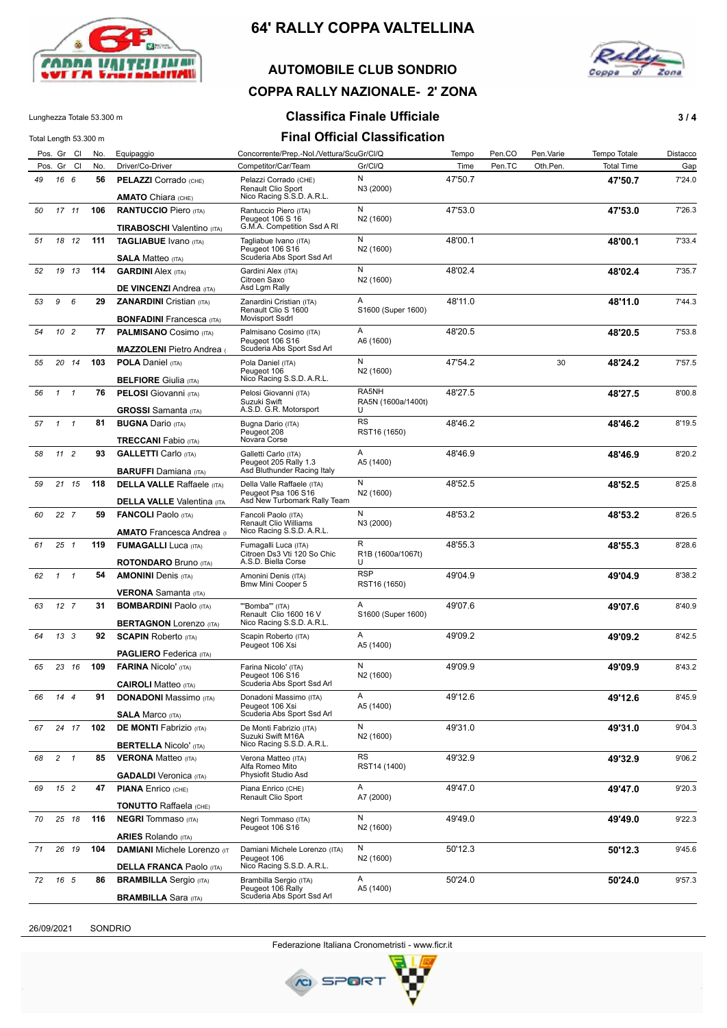# 64' RALLY COPPA VALTELLINA

## AUTOMOBILE CLUB SONDRIO

## COPPA RALLY NAZIONALE- 2' ZONA

Lunghezza Totale 53.300 m

Total Length 53.300 m

## Classifica Finale Ufficiale

## Final Official Classification

| Pos. | Gr | Cl | No. | Equipaggio / Driver/Co-Driver | Concorrente/Prep.-Nol./Vettura/ScuGr/Cl/Q / Competitor/Car/Team | Gr/Cl/Q | Tempo / Time | Pen.CO / Pen.TC | Pen.Varie / Oth.Pen. | Tempo Totale / Total Time | Distacco / Gap |
|---|---|---|---|---|---|---|---|---|---|---|---|
| 49 | 16 | 6 | 56 | **PELAZZI** Corrado (CHE) / **AMATO** Chiara (CHE) | Pelazzi Corrado (CHE) / Renault Clio Sport / Nico Racing S.S.D. A.R.L. | N / N3 (2000) | 47'50.7 | | | **47'50.7** | 7'24.0 |
| 50 | 17 | 11 | 106 | **RANTUCCIO** Piero (ITA) / **TIRABOSCHI** Valentino (ITA) | Rantuccio Piero (ITA) / Peugeot 106 S 16 / G.M.A. Competition Ssd A Rl | N / N2 (1600) | 47'53.0 | | | **47'53.0** | 7'26.3 |
| 51 | 18 | 12 | 111 | **TAGLIABUE** Ivano (ITA) / **SALA** Matteo (ITA) | Tagliabue Ivano (ITA) / Peugeot 106 S16 / Scuderia Abs Sport Ssd Arl | N / N2 (1600) | 48'00.1 | | | **48'00.1** | 7'33.4 |
| 52 | 19 | 13 | 114 | **GARDINI** Alex (ITA) / **DE VINCENZI** Andrea (ITA) | Gardini Alex (ITA) / Citroen Saxo / Asd Lgm Rally | N / N2 (1600) | 48'02.4 | | | **48'02.4** | 7'35.7 |
| 53 | 9 | 6 | 29 | **ZANARDINI** Cristian (ITA) / **BONFADINI** Francesca (ITA) | Zanardini Cristian (ITA) / Renault Clio S 1600 / Movisport Ssdrl | A / S1600 (Super 1600) | 48'11.0 | | | **48'11.0** | 7'44.3 |
| 54 | 10 | 2 | 77 | **PALMISANO** Cosimo (ITA) / **MAZZOLENI** Pietro Andrea ( | Palmisano Cosimo (ITA) / Peugeot 106 S16 / Scuderia Abs Sport Ssd Arl | A / A6 (1600) | 48'20.5 | | | **48'20.5** | 7'53.8 |
| 55 | 20 | 14 | 103 | **POLA** Daniel (ITA) / **BELFIORE** Giulia (ITA) | Pola Daniel (ITA) / Peugeot 106 / Nico Racing S.S.D. A.R.L. | N / N2 (1600) | 47'54.2 | | 30 | **48'24.2** | 7'57.5 |
| 56 | 1 | 1 | 76 | **PELOSI** Giovanni (ITA) / **GROSSI** Samanta (ITA) | Pelosi Giovanni (ITA) / Suzuki Swift / A.S.D. G.R. Motorsport | RA5NH / RA5N (1600a/1400t) / U | 48'27.5 | | | **48'27.5** | 8'00.8 |
| 57 | 1 | 1 | 81 | **BUGNA** Dario (ITA) / **TRECCANI** Fabio (ITA) | Bugna Dario (ITA) / Peugeot 208 / Novara Corse | RS / RST16 (1650) | 48'46.2 | | | **48'46.2** | 8'19.5 |
| 58 | 11 | 2 | 93 | **GALLETTI** Carlo (ITA) / **BARUFFI** Damiana (ITA) | Galletti Carlo (ITA) / Peugeot 205 Rally 1.3 / Asd Bluthunder Racing Italy | A / A5 (1400) | 48'46.9 | | | **48'46.9** | 8'20.2 |
| 59 | 21 | 15 | 118 | **DELLA VALLE** Raffaele (ITA) / **DELLA VALLE** Valentina (ITA | Della Valle Raffaele (ITA) / Peugeot Psa 106 S16 / Asd New Turbomark Rally Team | N / N2 (1600) | 48'52.5 | | | **48'52.5** | 8'25.8 |
| 60 | 22 | 7 | 59 | **FANCOLI** Paolo (ITA) / **AMATO** Francesca Andrea (I | Fancoli Paolo (ITA) / Renault Clio Williams / Nico Racing S.S.D. A.R.L. | N / N3 (2000) | 48'53.2 | | | **48'53.2** | 8'26.5 |
| 61 | 25 | 1 | 119 | **FUMAGALLI** Luca (ITA) / **ROTONDARO** Bruno (ITA) | Fumagalli Luca (ITA) / Citroen Ds3 Vti 120 So Chic / A.S.D. Biella Corse | R / R1B (1600a/1067t) / U | 48'55.3 | | | **48'55.3** | 8'28.6 |
| 62 | 1 | 1 | 54 | **AMONINI** Denis (ITA) / **VERONA** Samanta (ITA) | Amonini Denis (ITA) / Bmw Mini Cooper 5 | RSP / RST16 (1650) | 49'04.9 | | | **49'04.9** | 8'38.2 |
| 63 | 12 | 7 | 31 | **BOMBARDINI** Paolo (ITA) / **BERTAGNON** Lorenzo (ITA) | "Bomba"" (ITA) / Renault Clio 1600 16 V / Nico Racing S.S.D. A.R.L. | A / S1600 (Super 1600) | 49'07.6 | | | **49'07.6** | 8'40.9 |
| 64 | 13 | 3 | 92 | **SCAPIN** Roberto (ITA) / **PAGLIERO** Federica (ITA) | Scapin Roberto (ITA) / Peugeot 106 Xsi | A / A5 (1400) | 49'09.2 | | | **49'09.2** | 8'42.5 |
| 65 | 23 | 16 | 109 | **FARINA** Nicolo' (ITA) / **CAIROLI** Matteo (ITA) | Farina Nicolo' (ITA) / Peugeot 106 S16 / Scuderia Abs Sport Ssd Arl | N / N2 (1600) | 49'09.9 | | | **49'09.9** | 8'43.2 |
| 66 | 14 | 4 | 91 | **DONADONI** Massimo (ITA) / **SALA** Marco (ITA) | Donadoni Massimo (ITA) / Peugeot 106 Xsi / Scuderia Abs Sport Ssd Arl | A / A5 (1400) | 49'12.6 | | | **49'12.6** | 8'45.9 |
| 67 | 24 | 17 | 102 | **DE MONTI** Fabrizio (ITA) / **BERTELLA** Nicolo' (ITA) | De Monti Fabrizio (ITA) / Suzuki Swift M16A / Nico Racing S.S.D. A.R.L. | N / N2 (1600) | 49'31.0 | | | **49'31.0** | 9'04.3 |
| 68 | 2 | 1 | 85 | **VERONA** Matteo (ITA) / **GADALDI** Veronica (ITA) | Verona Matteo (ITA) / Alfa Romeo Mito / Physiofit Studio Asd | RS / RST14 (1400) | 49'32.9 | | | **49'32.9** | 9'06.2 |
| 69 | 15 | 2 | 47 | **PIANA** Enrico (CHE) / **TONUTTO** Raffaela (CHE) | Piana Enrico (CHE) / Renault Clio Sport | A / A7 (2000) | 49'47.0 | | | **49'47.0** | 9'20.3 |
| 70 | 25 | 18 | 116 | **NEGRI** Tommaso (ITA) / **ARIES** Rolando (ITA) | Negri Tommaso (ITA) / Peugeot 106 S16 | N / N2 (1600) | 49'49.0 | | | **49'49.0** | 9'22.3 |
| 71 | 26 | 19 | 104 | **DAMIANI** Michele Lorenzo (IT / **DELLA FRANCA** Paolo (ITA) | Damiani Michele Lorenzo (ITA) / Peugeot 106 / Nico Racing S.S.D. A.R.L. | N / N2 (1600) | 50'12.3 | | | **50'12.3** | 9'45.6 |
| 72 | 16 | 5 | 86 | **BRAMBILLA** Sergio (ITA) / **BRAMBILLA** Sara (ITA) | Brambilla Sergio (ITA) / Peugeot 106 Rally / Scuderia Abs Sport Ssd Arl | A / A5 (1400) | 50'24.0 | | | **50'24.0** | 9'57.3 |

26/09/2021 SONDRIO

Federazione Italiana Cronometristi - www.ficr.it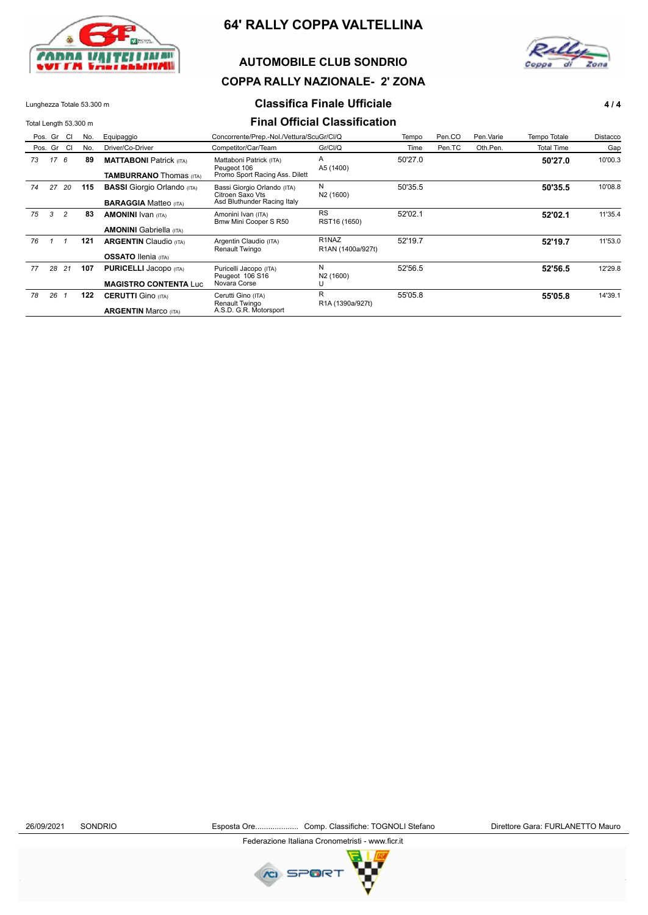# 64' RALLY COPPA VALTELLINA

## AUTOMOBILE CLUB SONDRIO

## COPPA RALLY NAZIONALE- 2' ZONA

Lunghezza Totale 53.300 m

Total Length 53.300 m

### Classifica Finale Ufficiale

### Final Official Classification

| Pos. | Gr | Cl | No. | Equipaggio / Driver/Co-Driver | Concorrente/Prep.-Nol./Vettura / Competitor/Car/Team | ScuGr/Cl/Q / Gr/Cl/Q | Tempo / Time | Pen.CO / Pen.TC | Pen.Varie / Oth.Pen. | Tempo Totale / Total Time | Distacco / Gap |
|---|---|---|---|---|---|---|---|---|---|---|---|
| 73 | 17 | 6 | 89 | **MATTABONI** Patrick (ITA) / **TAMBURRANO** Thomas (ITA) | Mattaboni Patrick (ITA) / Peugeot 106 / Promo Sport Racing Ass. Dilett | A / A5 (1400) | 50'27.0 | | | **50'27.0** | 10'00.3 |
| 74 | 27 | 20 | 115 | **BASSI** Giorgio Orlando (ITA) / **BARAGGIA** Matteo (ITA) | Bassi Giorgio Orlando (ITA) / Citroen Saxo Vts / Asd Bluthunder Racing Italy | N / N2 (1600) | 50'35.5 | | | **50'35.5** | 10'08.8 |
| 75 | 3 | 2 | 83 | **AMONINI** Ivan (ITA) / **AMONINI** Gabriella (ITA) | Amonini Ivan (ITA) / Bmw Mini Cooper S R50 | RS / RST16 (1650) | 52'02.1 | | | **52'02.1** | 11'35.4 |
| 76 | 1 | 1 | 121 | **ARGENTIN** Claudio (ITA) / **OSSATO** Ilenia (ITA) | Argentin Claudio (ITA) / Renault Twingo | R1NAZ / R1AN (1400a/927t) | 52'19.7 | | | **52'19.7** | 11'53.0 |
| 77 | 28 | 21 | 107 | **PURICELLI** Jacopo (ITA) / **MAGISTRO CONTENTA** Luc | Puricelli Jacopo (ITA) / Peugeot 106 S16 / Novara Corse | N / N2 (1600) / U | 52'56.5 | | | **52'56.5** | 12'29.8 |
| 78 | 26 | 1 | 122 | **CERUTTI** Gino (ITA) / **ARGENTIN** Marco (ITA) | Cerutti Gino (ITA) / Renault Twingo / A.S.D. G.R. Motorsport | R / R1A (1390a/927t) | 55'05.8 | | | **55'05.8** | 14'39.1 |

26/09/2021 SONDRIO Esposta Ore.................... Comp. Classifiche: TOGNOLI Stefano Direttore Gara: FURLANETTO Mauro

Federazione Italiana Cronometristi - www.ficr.it